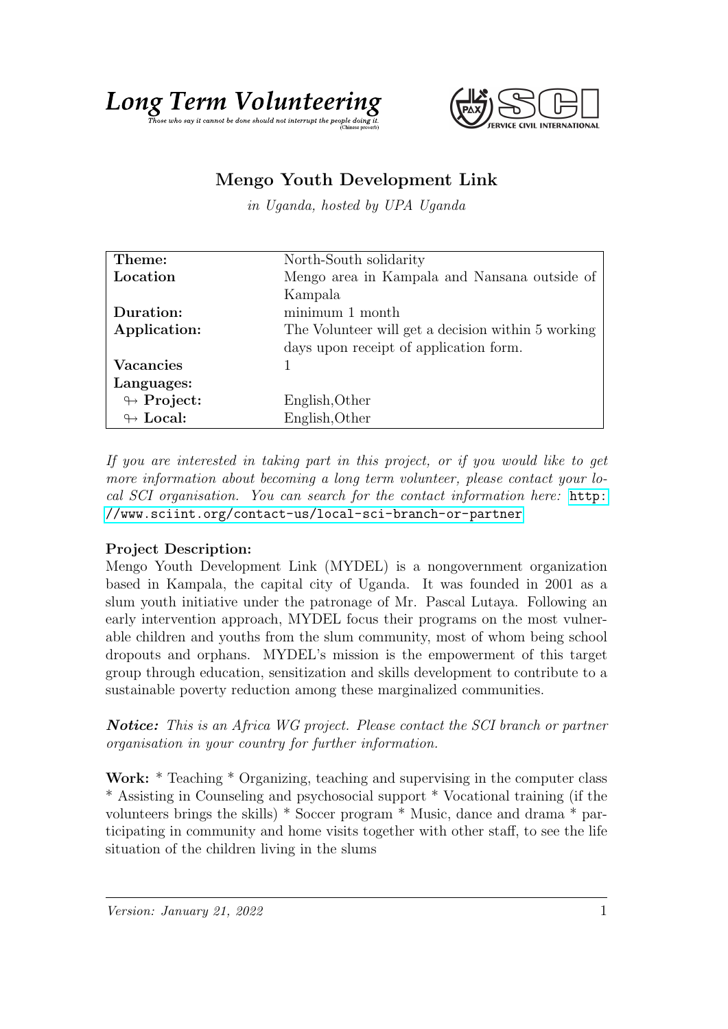**Long Term Volunteering**

*Those who say it cannot be done should not interrupt the people doing it.* (Chinese proverb)

SERVICE CIVIL INTERNATIONAL

# Mengo Youth Development Link

*in Uganda, hosted by UPA Uganda*

| | |
|---|---|
| **Theme:** | North-South solidarity |
| **Location** | Mengo area in Kampala and Nansana outside of Kampala |
| **Duration:** | minimum 1 month |
| **Application:** | The Volunteer will get a decision within 5 working days upon receipt of application form. |
| **Vacancies** | 1 |
| **Languages:** | |
| ↬ **Project:** | English,Other |
| ↬ **Local:** | English,Other |

*If you are interested in taking part in this project, or if you would like to get more information about becoming a long term volunteer, please contact your local SCI organisation. You can search for the contact information here:* http://www.sciint.org/contact-us/local-sci-branch-or-partner

**Project Description:**

Mengo Youth Development Link (MYDEL) is a nongovernment organization based in Kampala, the capital city of Uganda. It was founded in 2001 as a slum youth initiative under the patronage of Mr. Pascal Lutaya. Following an early intervention approach, MYDEL focus their programs on the most vulnerable children and youths from the slum community, most of whom being school dropouts and orphans. MYDEL's mission is the empowerment of this target group through education, sensitization and skills development to contribute to a sustainable poverty reduction among these marginalized communities.

***Notice:*** *This is an Africa WG project. Please contact the SCI branch or partner organisation in your country for further information.*

**Work:** * Teaching * Organizing, teaching and supervising in the computer class * Assisting in Counseling and psychosocial support * Vocational training (if the volunteers brings the skills) * Soccer program * Music, dance and drama * participating in community and home visits together with other staff, to see the life situation of the children living in the slums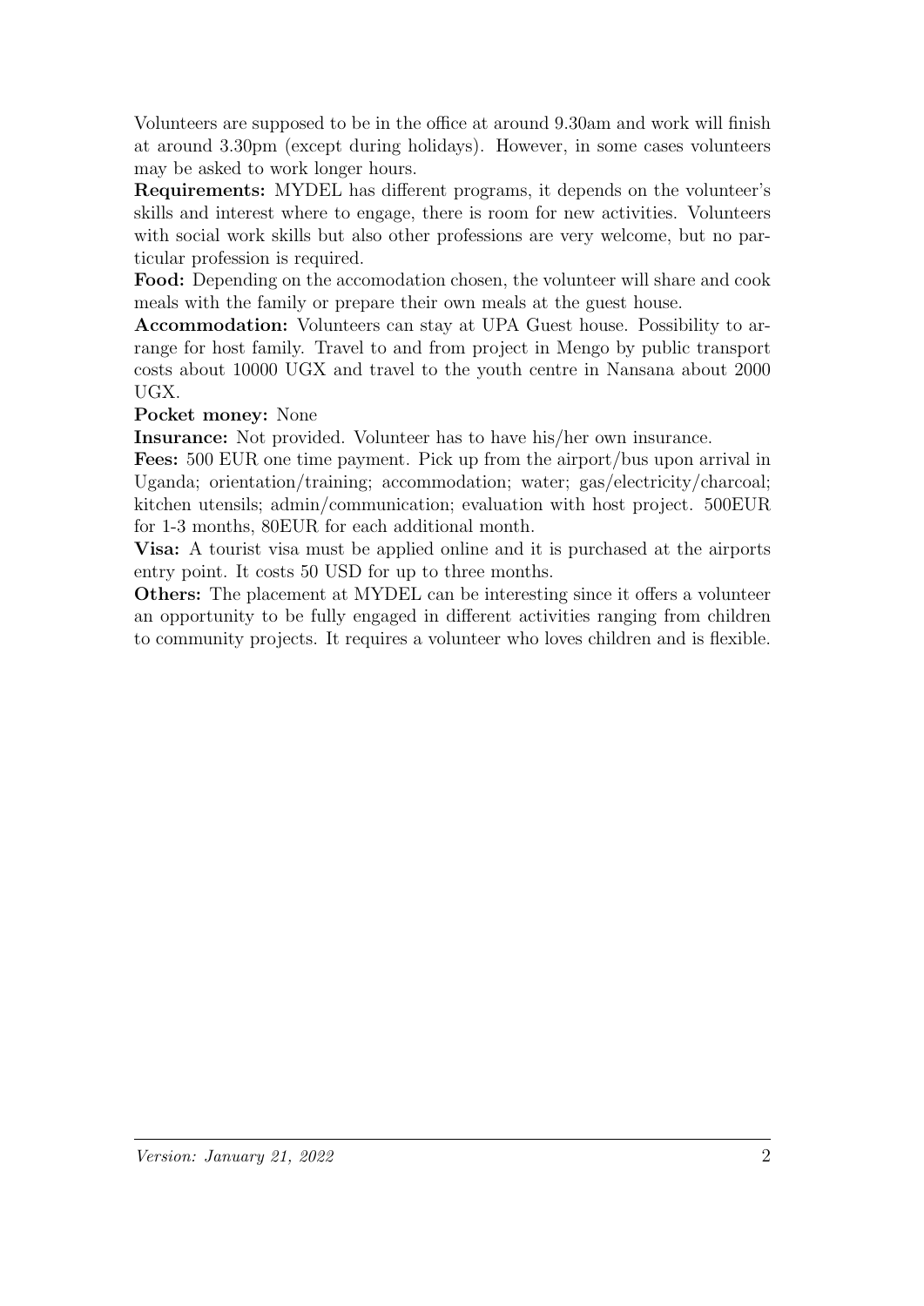Volunteers are supposed to be in the office at around 9.30am and work will finish at around 3.30pm (except during holidays). However, in some cases volunteers may be asked to work longer hours.

**Requirements:** MYDEL has different programs, it depends on the volunteer's skills and interest where to engage, there is room for new activities. Volunteers with social work skills but also other professions are very welcome, but no particular profession is required.

**Food:** Depending on the accomodation chosen, the volunteer will share and cook meals with the family or prepare their own meals at the guest house.

**Accommodation:** Volunteers can stay at UPA Guest house. Possibility to arrange for host family. Travel to and from project in Mengo by public transport costs about 10000 UGX and travel to the youth centre in Nansana about 2000 UGX.

**Pocket money:** None

**Insurance:** Not provided. Volunteer has to have his/her own insurance.

**Fees:** 500 EUR one time payment. Pick up from the airport/bus upon arrival in Uganda; orientation/training; accommodation; water; gas/electricity/charcoal; kitchen utensils; admin/communication; evaluation with host project. 500EUR for 1-3 months, 80EUR for each additional month.

**Visa:** A tourist visa must be applied online and it is purchased at the airports entry point. It costs 50 USD for up to three months.

**Others:** The placement at MYDEL can be interesting since it offers a volunteer an opportunity to be fully engaged in different activities ranging from children to community projects. It requires a volunteer who loves children and is flexible.

*Version: January 21, 2022*